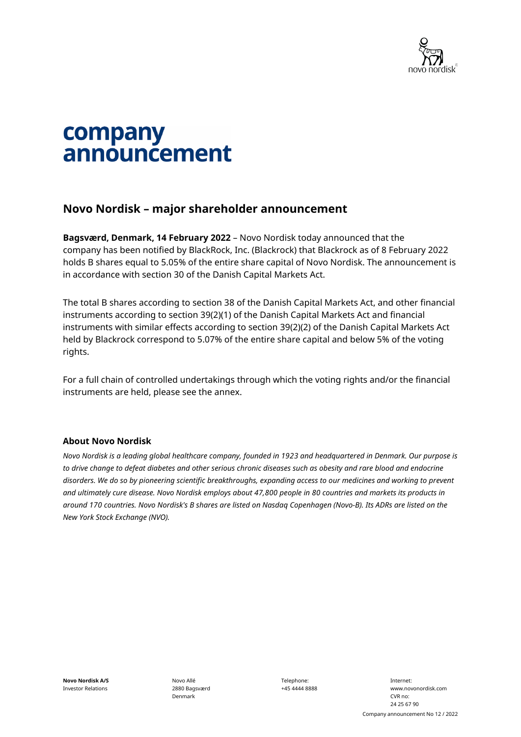# company announcement

## Novo Nordisk – major shareholder announcement

**Bagsværd, Denmark, 14 February 2022** – Novo Nordisk today announced that the company has been notified by BlackRock, Inc. (Blackrock) that Blackrock as of 8 February 2022 holds B shares equal to 5.05% of the entire share capital of Novo Nordisk. The announcement is in accordance with section 30 of the Danish Capital Markets Act.

The total B shares according to section 38 of the Danish Capital Markets Act, and other financial instruments according to section 39(2)(1) of the Danish Capital Markets Act and financial instruments with similar effects according to section 39(2)(2) of the Danish Capital Markets Act held by Blackrock correspond to 5.07% of the entire share capital and below 5% of the voting rights.

For a full chain of controlled undertakings through which the voting rights and/or the financial instruments are held, please see the annex.

### About Novo Nordisk

*Novo Nordisk is a leading global healthcare company, founded in 1923 and headquartered in Denmark. Our purpose is to drive change to defeat diabetes and other serious chronic diseases such as obesity and rare blood and endocrine disorders. We do so by pioneering scientific breakthroughs, expanding access to our medicines and working to prevent and ultimately cure disease. Novo Nordisk employs about 47,800 people in 80 countries and markets its products in around 170 countries. Novo Nordisk's B shares are listed on Nasdaq Copenhagen (Novo-B). Its ADRs are listed on the New York Stock Exchange (NVO).*

**Novo Nordisk A/S**
Investor Relations

Novo Allé
2880 Bagsværd
Denmark

Telephone:
+45 4444 8888

Internet:
www.novonordisk.com
CVR no:
24 25 67 90

Company announcement No 12 / 2022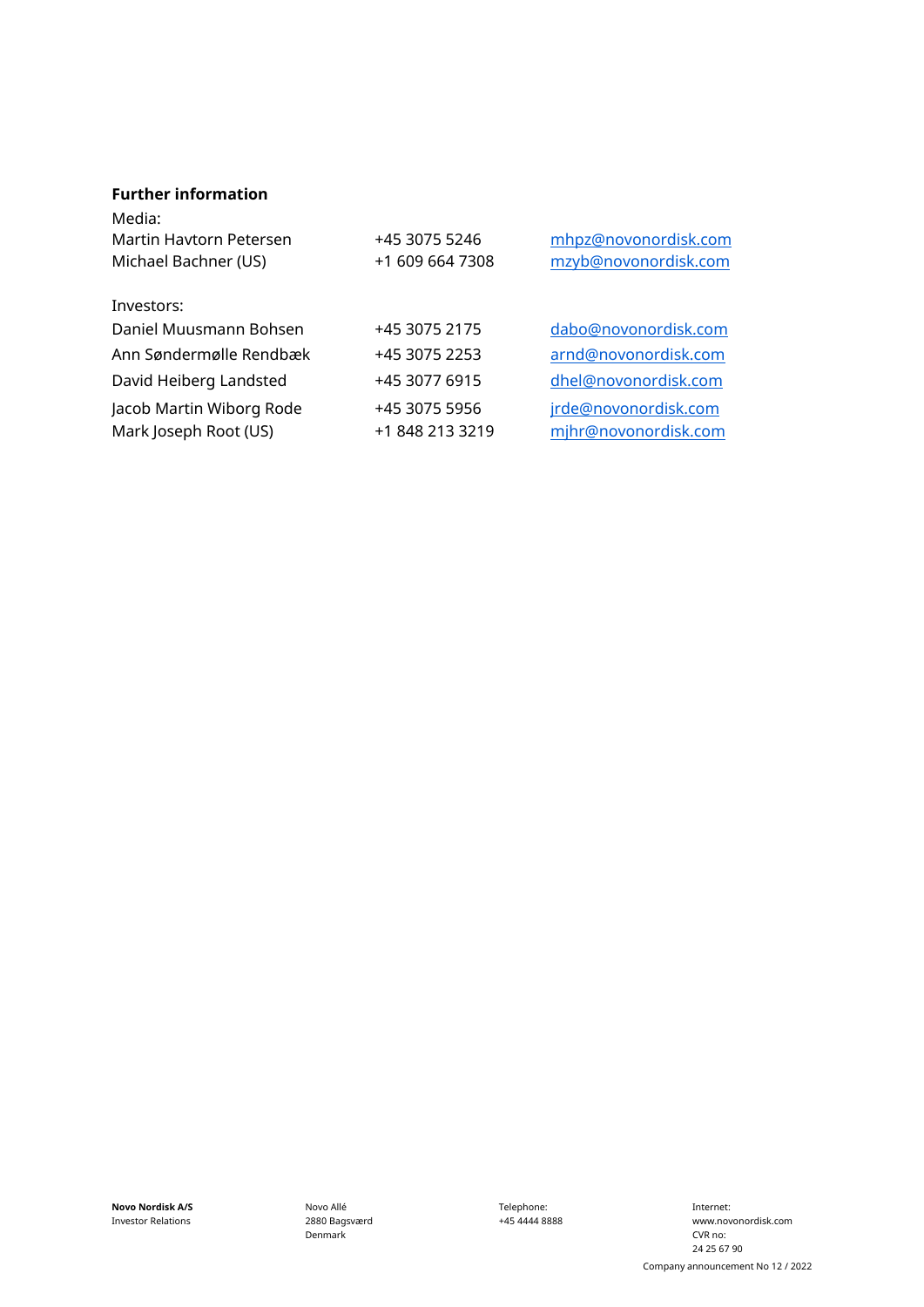**Further information**

Media:

| | | |
|---|---|---|
| Martin Havtorn Petersen | +45 3075 5246 | mhpz@novonordisk.com |
| Michael Bachner (US) | +1 609 664 7308 | mzyb@novonordisk.com |

Investors:

| | | |
|---|---|---|
| Daniel Muusmann Bohsen | +45 3075 2175 | dabo@novonordisk.com |
| Ann Søndermølle Rendbæk | +45 3075 2253 | arnd@novonordisk.com |
| David Heiberg Landsted | +45 3077 6915 | dhel@novonordisk.com |
| Jacob Martin Wiborg Rode | +45 3075 5956 | jrde@novonordisk.com |
| Mark Joseph Root (US) | +1 848 213 3219 | mjhr@novonordisk.com |

**Novo Nordisk A/S**
Investor Relations

Novo Allé
2880 Bagsværd
Denmark

Telephone:
+45 4444 8888

Internet:
www.novonordisk.com
CVR no:
24 25 67 90

Company announcement No 12 / 2022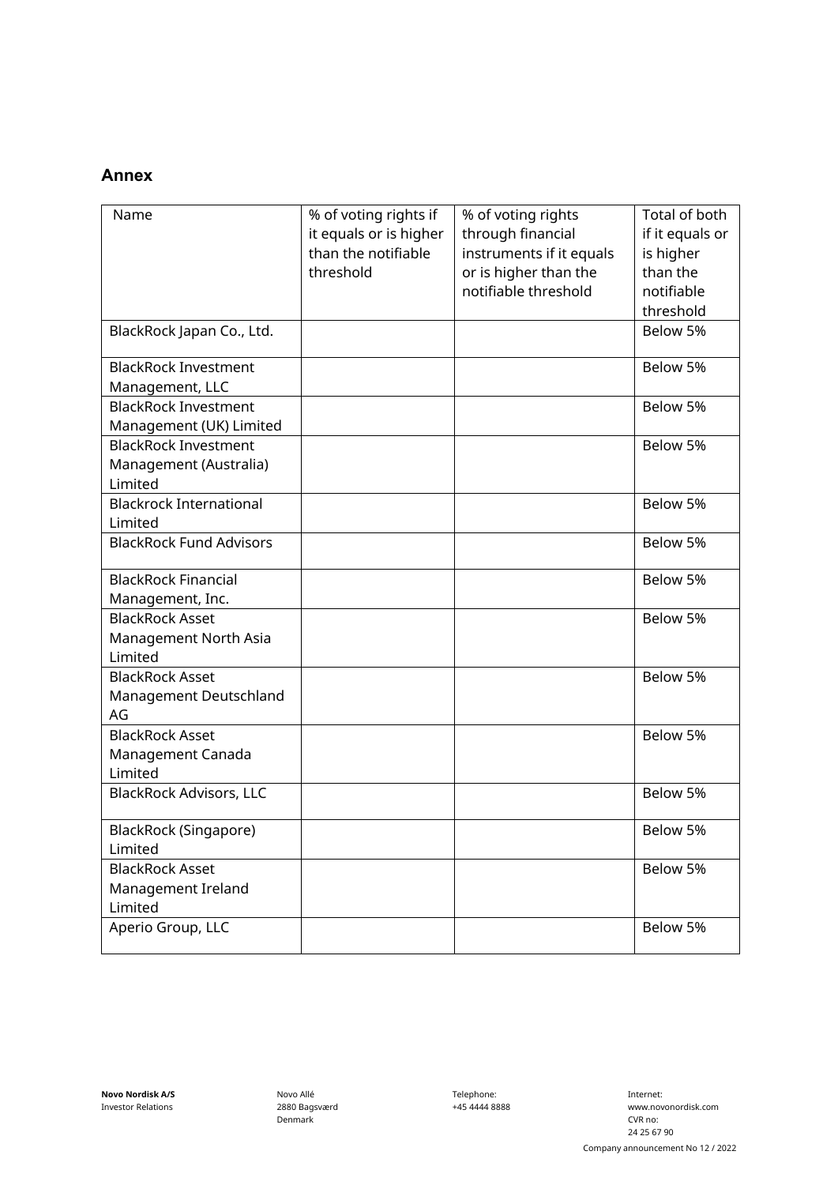## Annex

| Name | % of voting rights if it equals or is higher than the notifiable threshold | % of voting rights through financial instruments if it equals or is higher than the notifiable threshold | Total of both if it equals or is higher than the notifiable threshold |
|---|---|---|---|
| BlackRock Japan Co., Ltd. | | | Below 5% |
| BlackRock Investment Management, LLC | | | Below 5% |
| BlackRock Investment Management (UK) Limited | | | Below 5% |
| BlackRock Investment Management (Australia) Limited | | | Below 5% |
| Blackrock International Limited | | | Below 5% |
| BlackRock Fund Advisors | | | Below 5% |
| BlackRock Financial Management, Inc. | | | Below 5% |
| BlackRock Asset Management North Asia Limited | | | Below 5% |
| BlackRock Asset Management Deutschland AG | | | Below 5% |
| BlackRock Asset Management Canada Limited | | | Below 5% |
| BlackRock Advisors, LLC | | | Below 5% |
| BlackRock (Singapore) Limited | | | Below 5% |
| BlackRock Asset Management Ireland Limited | | | Below 5% |
| Aperio Group, LLC | | | Below 5% |